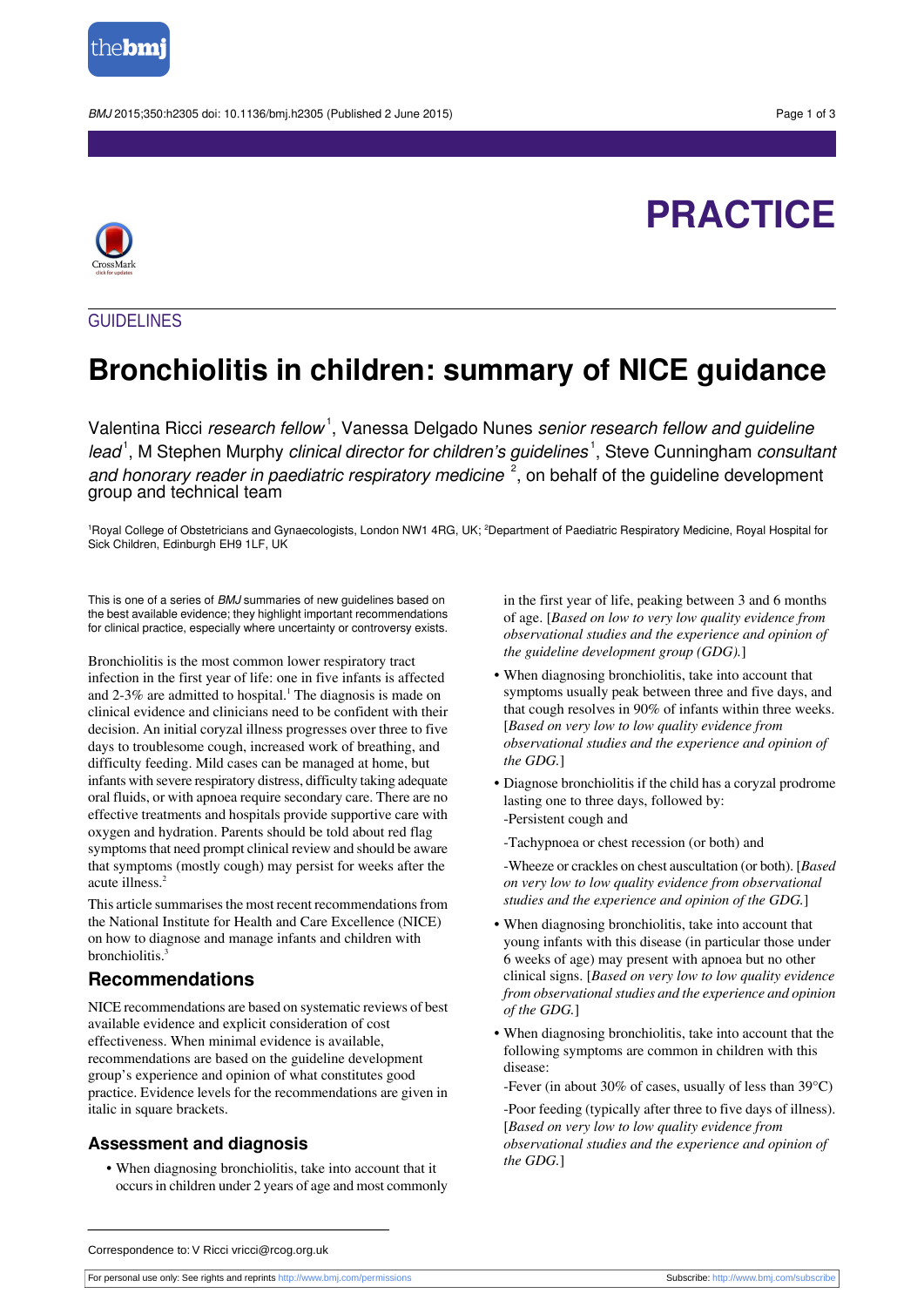PRACTICE

GUIDELINES

# Bronchiolitis in children: summary of NICE guidance

Valentina Ricci *research fellow*[1], Vanessa Delgado Nunes *senior research fellow and guideline lead*[1], M Stephen Murphy *clinical director for children's guidelines*[1], Steve Cunningham *consultant and honorary reader in paediatric respiratory medicine*[2], on behalf of the guideline development group and technical team

[1]Royal College of Obstetricians and Gynaecologists, London NW1 4RG, UK; [2]Department of Paediatric Respiratory Medicine, Royal Hospital for Sick Children, Edinburgh EH9 1LF, UK

This is one of a series of *BMJ* summaries of new guidelines based on the best available evidence; they highlight important recommendations for clinical practice, especially where uncertainty or controversy exists.

Bronchiolitis is the most common lower respiratory tract infection in the first year of life: one in five infants is affected and 2-3% are admitted to hospital.[1] The diagnosis is made on clinical evidence and clinicians need to be confident with their decision. An initial coryzal illness progresses over three to five days to troublesome cough, increased work of breathing, and difficulty feeding. Mild cases can be managed at home, but infants with severe respiratory distress, difficulty taking adequate oral fluids, or with apnoea require secondary care. There are no effective treatments and hospitals provide supportive care with oxygen and hydration. Parents should be told about red flag symptoms that need prompt clinical review and should be aware that symptoms (mostly cough) may persist for weeks after the acute illness.[2]

This article summarises the most recent recommendations from the National Institute for Health and Care Excellence (NICE) on how to diagnose and manage infants and children with bronchiolitis.[3]

## Recommendations

NICE recommendations are based on systematic reviews of best available evidence and explicit consideration of cost effectiveness. When minimal evidence is available, recommendations are based on the guideline development group's experience and opinion of what constitutes good practice. Evidence levels for the recommendations are given in italic in square brackets.

### Assessment and diagnosis

- When diagnosing bronchiolitis, take into account that it occurs in children under 2 years of age and most commonly in the first year of life, peaking between 3 and 6 months of age. [*Based on low to very low quality evidence from observational studies and the experience and opinion of the guideline development group (GDG).*]
- When diagnosing bronchiolitis, take into account that symptoms usually peak between three and five days, and that cough resolves in 90% of infants within three weeks. [*Based on very low to low quality evidence from observational studies and the experience and opinion of the GDG.*]
- Diagnose bronchiolitis if the child has a coryzal prodrome lasting one to three days, followed by:

  -Persistent cough and

  -Tachypnoea or chest recession (or both) and

  -Wheeze or crackles on chest auscultation (or both). [*Based on very low to low quality evidence from observational studies and the experience and opinion of the GDG.*]
- When diagnosing bronchiolitis, take into account that young infants with this disease (in particular those under 6 weeks of age) may present with apnoea but no other clinical signs. [*Based on very low to low quality evidence from observational studies and the experience and opinion of the GDG.*]
- When diagnosing bronchiolitis, take into account that the following symptoms are common in children with this disease:

  -Fever (in about 30% of cases, usually of less than 39°C)

  -Poor feeding (typically after three to five days of illness). [*Based on very low to low quality evidence from observational studies and the experience and opinion of the GDG.*]

Correspondence to: V Ricci vricci@rcog.org.uk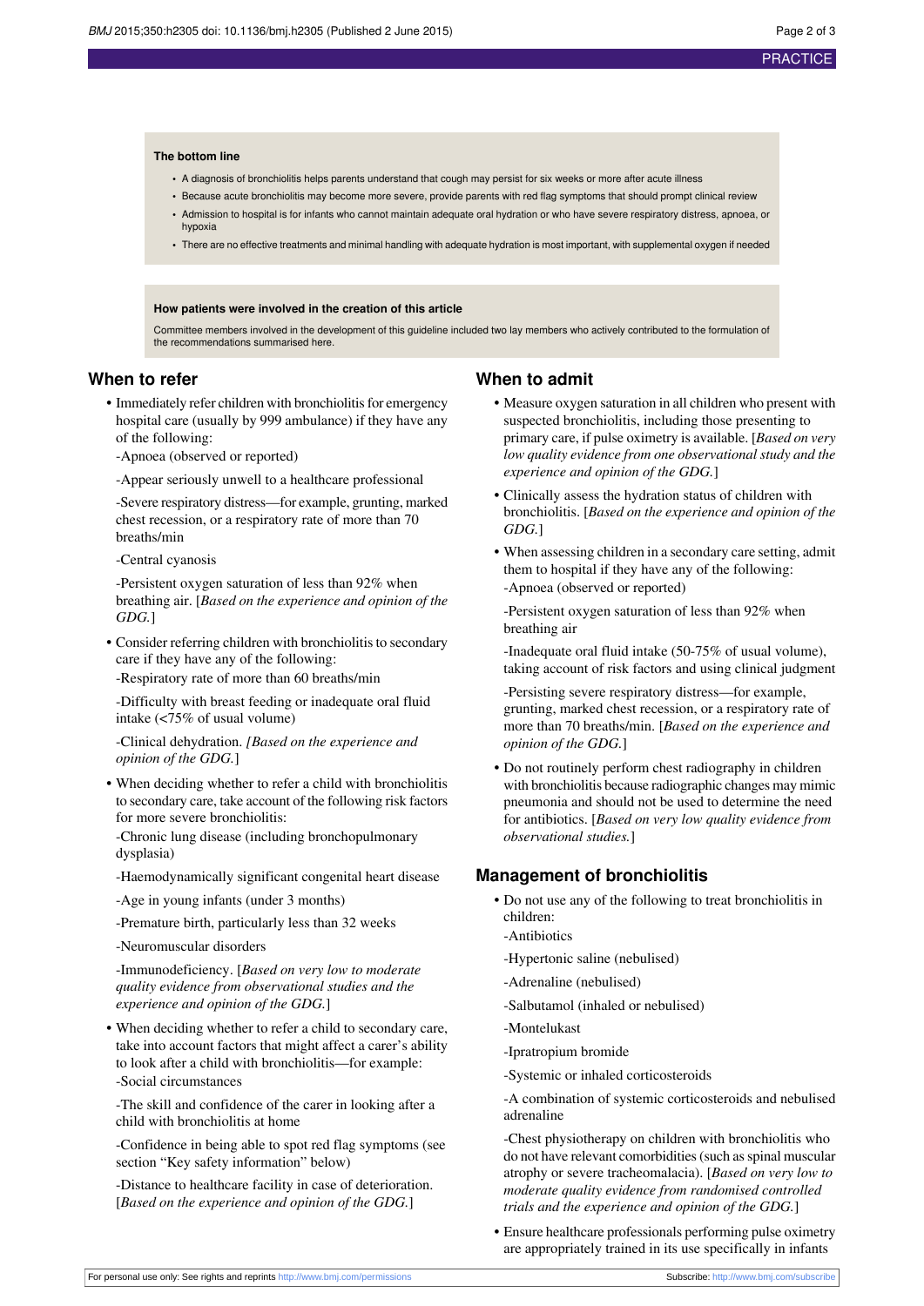**The bottom line**

- A diagnosis of bronchiolitis helps parents understand that cough may persist for six weeks or more after acute illness
- Because acute bronchiolitis may become more severe, provide parents with red flag symptoms that should prompt clinical review
- Admission to hospital is for infants who cannot maintain adequate oral hydration or who have severe respiratory distress, apnoea, or hypoxia
- There are no effective treatments and minimal handling with adequate hydration is most important, with supplemental oxygen if needed

**How patients were involved in the creation of this article**

Committee members involved in the development of this guideline included two lay members who actively contributed to the formulation of the recommendations summarised here.

## When to refer

- Immediately refer children with bronchiolitis for emergency hospital care (usually by 999 ambulance) if they have any of the following:
  - -Apnoea (observed or reported)
  - -Appear seriously unwell to a healthcare professional
  - -Severe respiratory distress—for example, grunting, marked chest recession, or a respiratory rate of more than 70 breaths/min
  - -Central cyanosis
  - -Persistent oxygen saturation of less than 92% when breathing air. [*Based on the experience and opinion of the GDG.*]
- Consider referring children with bronchiolitis to secondary care if they have any of the following:
  - -Respiratory rate of more than 60 breaths/min
  - -Difficulty with breast feeding or inadequate oral fluid intake (<75% of usual volume)
  - -Clinical dehydration. *[Based on the experience and opinion of the GDG.*]
- When deciding whether to refer a child with bronchiolitis to secondary care, take account of the following risk factors for more severe bronchiolitis:
  - -Chronic lung disease (including bronchopulmonary dysplasia)
  - -Haemodynamically significant congenital heart disease
  - -Age in young infants (under 3 months)
  - -Premature birth, particularly less than 32 weeks
  - -Neuromuscular disorders
  - -Immunodeficiency. [*Based on very low to moderate quality evidence from observational studies and the experience and opinion of the GDG.*]
- When deciding whether to refer a child to secondary care, take into account factors that might affect a carer's ability to look after a child with bronchiolitis—for example:
  - -Social circumstances
  - -The skill and confidence of the carer in looking after a child with bronchiolitis at home
  - -Confidence in being able to spot red flag symptoms (see section "Key safety information" below)
  - -Distance to healthcare facility in case of deterioration. [*Based on the experience and opinion of the GDG.*]

## When to admit

- Measure oxygen saturation in all children who present with suspected bronchiolitis, including those presenting to primary care, if pulse oximetry is available. [*Based on very low quality evidence from one observational study and the experience and opinion of the GDG.*]
- Clinically assess the hydration status of children with bronchiolitis. [*Based on the experience and opinion of the GDG.*]
- When assessing children in a secondary care setting, admit them to hospital if they have any of the following:
  - -Apnoea (observed or reported)
  - -Persistent oxygen saturation of less than 92% when breathing air
  - -Inadequate oral fluid intake (50-75% of usual volume), taking account of risk factors and using clinical judgment
  - -Persisting severe respiratory distress—for example, grunting, marked chest recession, or a respiratory rate of more than 70 breaths/min. [*Based on the experience and opinion of the GDG.*]
- Do not routinely perform chest radiography in children with bronchiolitis because radiographic changes may mimic pneumonia and should not be used to determine the need for antibiotics. [*Based on very low quality evidence from observational studies.*]

## Management of bronchiolitis

- Do not use any of the following to treat bronchiolitis in children:
  - -Antibiotics
  - -Hypertonic saline (nebulised)
  - -Adrenaline (nebulised)
  - -Salbutamol (inhaled or nebulised)
  - -Montelukast
  - -Ipratropium bromide
  - -Systemic or inhaled corticosteroids
  - -A combination of systemic corticosteroids and nebulised adrenaline
  - -Chest physiotherapy on children with bronchiolitis who do not have relevant comorbidities (such as spinal muscular atrophy or severe tracheomalacia). [*Based on very low to moderate quality evidence from randomised controlled trials and the experience and opinion of the GDG.*]
- Ensure healthcare professionals performing pulse oximetry are appropriately trained in its use specifically in infants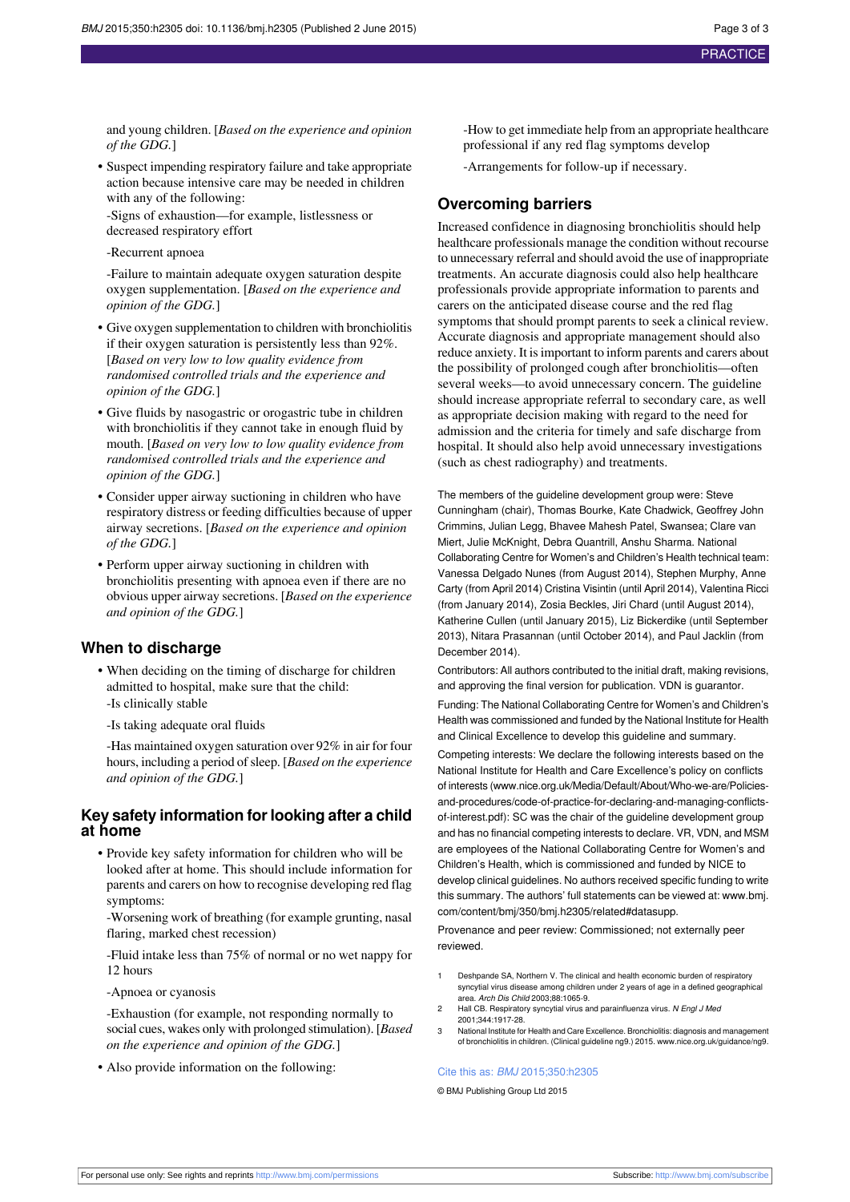and young children. [*Based on the experience and opinion of the GDG.*]

- Suspect impending respiratory failure and take appropriate action because intensive care may be needed in children with any of the following:

  -Signs of exhaustion—for example, listlessness or decreased respiratory effort

  -Recurrent apnoea

  -Failure to maintain adequate oxygen saturation despite oxygen supplementation. [*Based on the experience and opinion of the GDG.*]

- Give oxygen supplementation to children with bronchiolitis if their oxygen saturation is persistently less than 92%. [*Based on very low to low quality evidence from randomised controlled trials and the experience and opinion of the GDG.*]

- Give fluids by nasogastric or orogastric tube in children with bronchiolitis if they cannot take in enough fluid by mouth. [*Based on very low to low quality evidence from randomised controlled trials and the experience and opinion of the GDG.*]

- Consider upper airway suctioning in children who have respiratory distress or feeding difficulties because of upper airway secretions. [*Based on the experience and opinion of the GDG.*]

- Perform upper airway suctioning in children with bronchiolitis presenting with apnoea even if there are no obvious upper airway secretions. [*Based on the experience and opinion of the GDG.*]

## When to discharge

- When deciding on the timing of discharge for children admitted to hospital, make sure that the child:

  -Is clinically stable

  -Is taking adequate oral fluids

  -Has maintained oxygen saturation over 92% in air for four hours, including a period of sleep. [*Based on the experience and opinion of the GDG.*]

## Key safety information for looking after a child at home

- Provide key safety information for children who will be looked after at home. This should include information for parents and carers on how to recognise developing red flag symptoms:

  -Worsening work of breathing (for example grunting, nasal flaring, marked chest recession)

  -Fluid intake less than 75% of normal or no wet nappy for 12 hours

  -Apnoea or cyanosis

  -Exhaustion (for example, not responding normally to social cues, wakes only with prolonged stimulation). [*Based on the experience and opinion of the GDG.*]

- Also provide information on the following:

  -How to get immediate help from an appropriate healthcare professional if any red flag symptoms develop

  -Arrangements for follow-up if necessary.

## Overcoming barriers

Increased confidence in diagnosing bronchiolitis should help healthcare professionals manage the condition without recourse to unnecessary referral and should avoid the use of inappropriate treatments. An accurate diagnosis could also help healthcare professionals provide appropriate information to parents and carers on the anticipated disease course and the red flag symptoms that should prompt parents to seek a clinical review. Accurate diagnosis and appropriate management should also reduce anxiety. It is important to inform parents and carers about the possibility of prolonged cough after bronchiolitis—often several weeks—to avoid unnecessary concern. The guideline should increase appropriate referral to secondary care, as well as appropriate decision making with regard to the need for admission and the criteria for timely and safe discharge from hospital. It should also help avoid unnecessary investigations (such as chest radiography) and treatments.

The members of the guideline development group were: Steve Cunningham (chair), Thomas Bourke, Kate Chadwick, Geoffrey John Crimmins, Julian Legg, Bhavee Mahesh Patel, Swansea; Clare van Miert, Julie McKnight, Debra Quantrill, Anshu Sharma. National Collaborating Centre for Women's and Children's Health technical team: Vanessa Delgado Nunes (from August 2014), Stephen Murphy, Anne Carty (from April 2014) Cristina Visintin (until April 2014), Valentina Ricci (from January 2014), Zosia Beckles, Jiri Chard (until August 2014), Katherine Cullen (until January 2015), Liz Bickerdike (until September 2013), Nitara Prasannan (until October 2014), and Paul Jacklin (from December 2014).

Contributors: All authors contributed to the initial draft, making revisions, and approving the final version for publication. VDN is guarantor.

Funding: The National Collaborating Centre for Women's and Children's Health was commissioned and funded by the National Institute for Health and Clinical Excellence to develop this guideline and summary.

Competing interests: We declare the following interests based on the National Institute for Health and Care Excellence's policy on conflicts of interests (www.nice.org.uk/Media/Default/About/Who-we-are/Policies-and-procedures/code-of-practice-for-declaring-and-managing-conflicts-of-interest.pdf): SC was the chair of the guideline development group and has no financial competing interests to declare. VR, VDN, and MSM are employees of the National Collaborating Centre for Women's and Children's Health, which is commissioned and funded by NICE to develop clinical guidelines. No authors received specific funding to write this summary. The authors' full statements can be viewed at: www.bmj.com/content/bmj/350/bmj.h2305/related#datasupp.

Provenance and peer review: Commissioned; not externally peer reviewed.

1. Deshpande SA, Northern V. The clinical and health economic burden of respiratory syncytial virus disease among children under 2 years of age in a defined geographical area. *Arch Dis Child* 2003;88:1065-9.
2. Hall CB. Respiratory syncytial virus and parainfluenza virus. *N Engl J Med* 2001;344:1917-28.
3. National Institute for Health and Care Excellence. Bronchiolitis: diagnosis and management of bronchiolitis in children. (Clinical guideline ng9.) 2015. www.nice.org.uk/guidance/ng9.

Cite this as: *BMJ* 2015;350:h2305

© BMJ Publishing Group Ltd 2015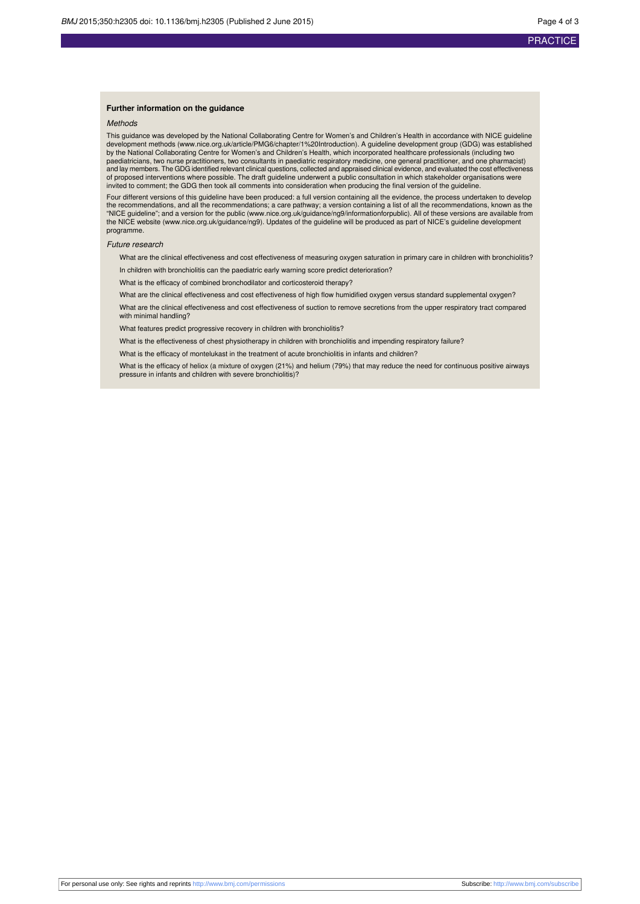### Further information on the guidance

*Methods*

This guidance was developed by the National Collaborating Centre for Women's and Children's Health in accordance with NICE guideline development methods (www.nice.org.uk/article/PMG6/chapter/1%20Introduction). A guideline development group (GDG) was established by the National Collaborating Centre for Women's and Children's Health, which incorporated healthcare professionals (including two paediatricians, two nurse practitioners, two consultants in paediatric respiratory medicine, one general practitioner, and one pharmacist) and lay members. The GDG identified relevant clinical questions, collected and appraised clinical evidence, and evaluated the cost effectiveness of proposed interventions where possible. The draft guideline underwent a public consultation in which stakeholder organisations were invited to comment; the GDG then took all comments into consideration when producing the final version of the guideline.

Four different versions of this guideline have been produced: a full version containing all the evidence, the process undertaken to develop the recommendations, and all the recommendations; a care pathway; a version containing a list of all the recommendations, known as the "NICE guideline"; and a version for the public (www.nice.org.uk/guidance/ng9/informationforpublic). All of these versions are available from the NICE website (www.nice.org.uk/guidance/ng9). Updates of the guideline will be produced as part of NICE's guideline development programme.

*Future research*

- What are the clinical effectiveness and cost effectiveness of measuring oxygen saturation in primary care in children with bronchiolitis?
- In children with bronchiolitis can the paediatric early warning score predict deterioration?
- What is the efficacy of combined bronchodilator and corticosteroid therapy?
- What are the clinical effectiveness and cost effectiveness of high flow humidified oxygen versus standard supplemental oxygen?
- What are the clinical effectiveness and cost effectiveness of suction to remove secretions from the upper respiratory tract compared with minimal handling?
- What features predict progressive recovery in children with bronchiolitis?
- What is the effectiveness of chest physiotherapy in children with bronchiolitis and impending respiratory failure?
- What is the efficacy of montelukast in the treatment of acute bronchiolitis in infants and children?
- What is the efficacy of heliox (a mixture of oxygen (21%) and helium (79%) that may reduce the need for continuous positive airways pressure in infants and children with severe bronchiolitis)?